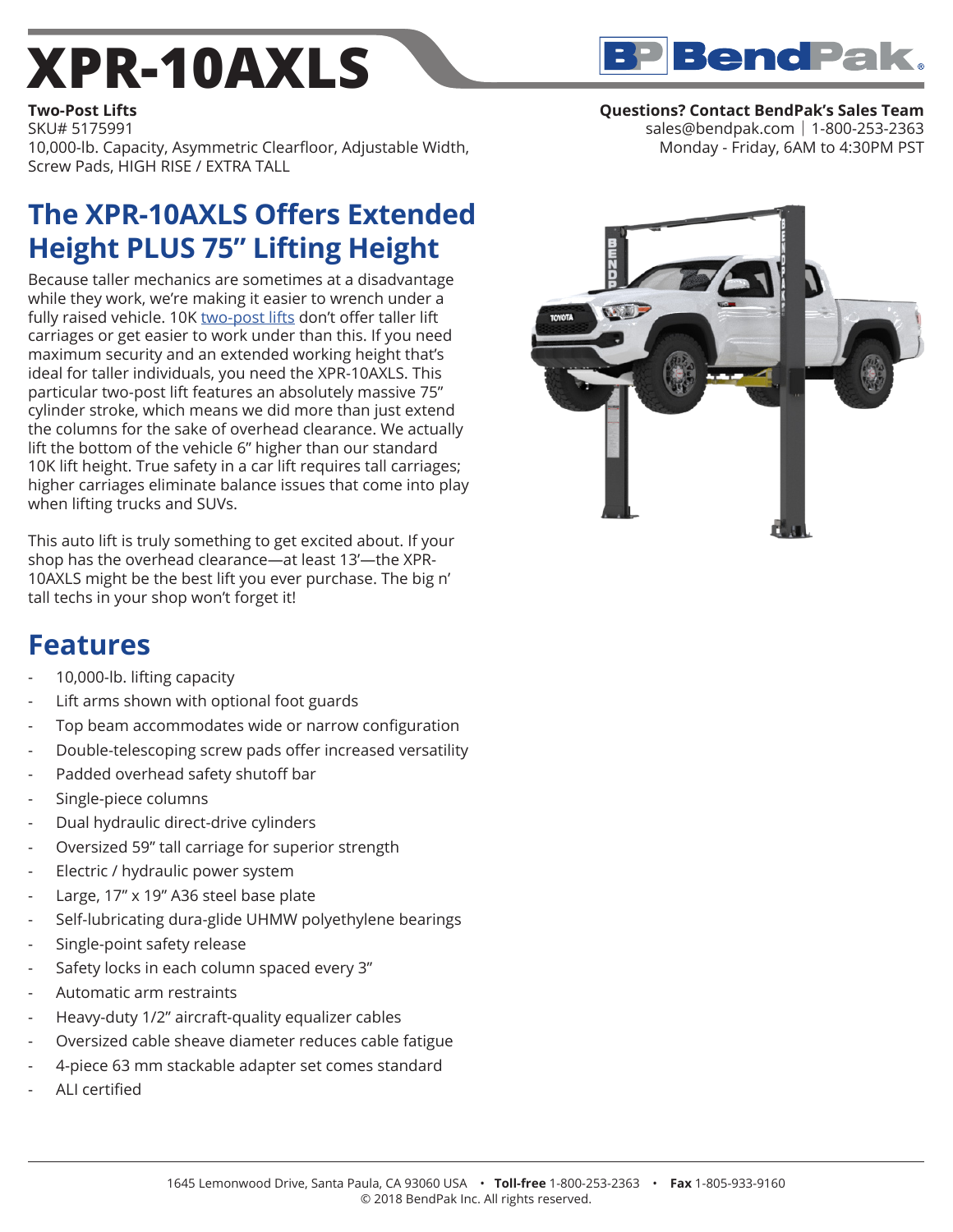# XPR-10AXLS

**Two-Post Lifts**
SKU# 5175991
10,000-lb. Capacity, Asymmetric Clearfloor, Adjustable Width, Screw Pads, HIGH RISE / EXTRA TALL

**Questions? Contact BendPak's Sales Team**
sales@bendpak.com | 1-800-253-2363
Monday - Friday, 6AM to 4:30PM PST

## The XPR-10AXLS Offers Extended Height PLUS 75" Lifting Height

Because taller mechanics are sometimes at a disadvantage while they work, we're making it easier to wrench under a fully raised vehicle. 10K two-post lifts don't offer taller lift carriages or get easier to work under than this. If you need maximum security and an extended working height that's ideal for taller individuals, you need the XPR-10AXLS. This particular two-post lift features an absolutely massive 75" cylinder stroke, which means we did more than just extend the columns for the sake of overhead clearance. We actually lift the bottom of the vehicle 6" higher than our standard 10K lift height. True safety in a car lift requires tall carriages; higher carriages eliminate balance issues that come into play when lifting trucks and SUVs.

This auto lift is truly something to get excited about. If your shop has the overhead clearance—at least 13'—the XPR-10AXLS might be the best lift you ever purchase. The big n' tall techs in your shop won't forget it!

## Features

- 10,000-lb. lifting capacity
- Lift arms shown with optional foot guards
- Top beam accommodates wide or narrow configuration
- Double-telescoping screw pads offer increased versatility
- Padded overhead safety shutoff bar
- Single-piece columns
- Dual hydraulic direct-drive cylinders
- Oversized 59" tall carriage for superior strength
- Electric / hydraulic power system
- Large, 17" x 19" A36 steel base plate
- Self-lubricating dura-glide UHMW polyethylene bearings
- Single-point safety release
- Safety locks in each column spaced every 3"
- Automatic arm restraints
- Heavy-duty 1/2" aircraft-quality equalizer cables
- Oversized cable sheave diameter reduces cable fatigue
- 4-piece 63 mm stackable adapter set comes standard
- ALI certified

1645 Lemonwood Drive, Santa Paula, CA 93060 USA • **Toll-free** 1-800-253-2363 • **Fax** 1-805-933-9160
© 2018 BendPak Inc. All rights reserved.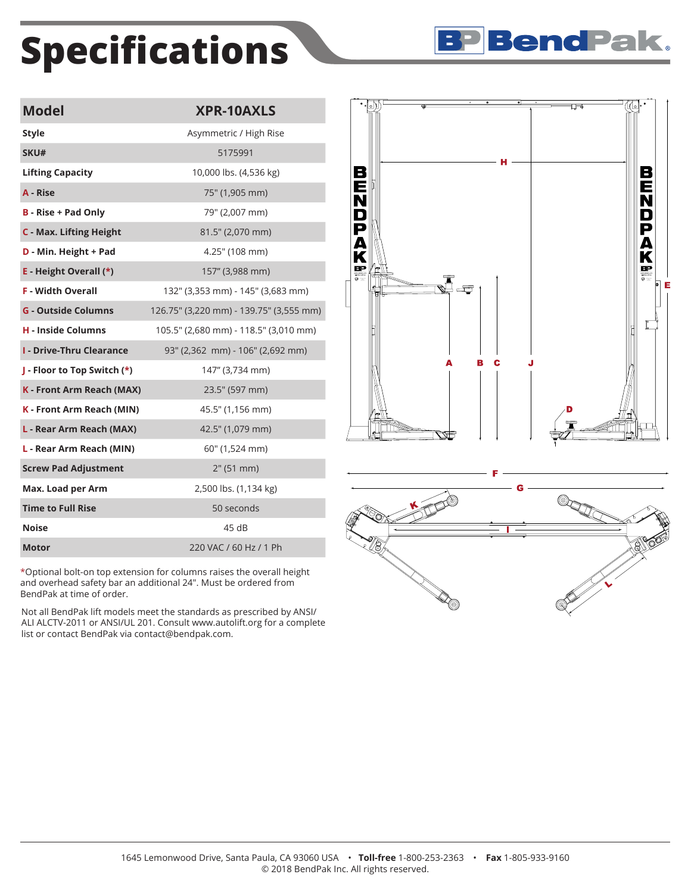# Specifications

BendPak

| Model | XPR-10AXLS |
|---|---|
| Style | Asymmetric / High Rise |
| SKU# | 5175991 |
| Lifting Capacity | 10,000 lbs. (4,536 kg) |
| A - Rise | 75" (1,905 mm) |
| B - Rise + Pad Only | 79" (2,007 mm) |
| C - Max. Lifting Height | 81.5" (2,070 mm) |
| D - Min. Height + Pad | 4.25" (108 mm) |
| E - Height Overall (*) | 157" (3,988 mm) |
| F - Width Overall | 132" (3,353 mm) - 145" (3,683 mm) |
| G - Outside Columns | 126.75" (3,220 mm) - 139.75" (3,555 mm) |
| H - Inside Columns | 105.5" (2,680 mm) - 118.5" (3,010 mm) |
| I - Drive-Thru Clearance | 93" (2,362 mm) - 106" (2,692 mm) |
| J - Floor to Top Switch (*) | 147" (3,734 mm) |
| K - Front Arm Reach (MAX) | 23.5" (597 mm) |
| K - Front Arm Reach (MIN) | 45.5" (1,156 mm) |
| L - Rear Arm Reach (MAX) | 42.5" (1,079 mm) |
| L - Rear Arm Reach (MIN) | 60" (1,524 mm) |
| Screw Pad Adjustment | 2" (51 mm) |
| Max. Load per Arm | 2,500 lbs. (1,134 kg) |
| Time to Full Rise | 50 seconds |
| Noise | 45 dB |
| Motor | 220 VAC / 60 Hz / 1 Ph |

*Optional bolt-on top extension for columns raises the overall height and overhead safety bar an additional 24". Must be ordered from BendPak at time of order.

Not all BendPak lift models meet the standards as prescribed by ANSI/ALI ALCTV-2011 or ANSI/UL 201. Consult www.autolift.org for a complete list or contact BendPak via contact@bendpak.com.

H
A B C J
E
D
F
G
K
I
L

1645 Lemonwood Drive, Santa Paula, CA 93060 USA • **Toll-free** 1-800-253-2363 • **Fax** 1-805-933-9160
© 2018 BendPak Inc. All rights reserved.